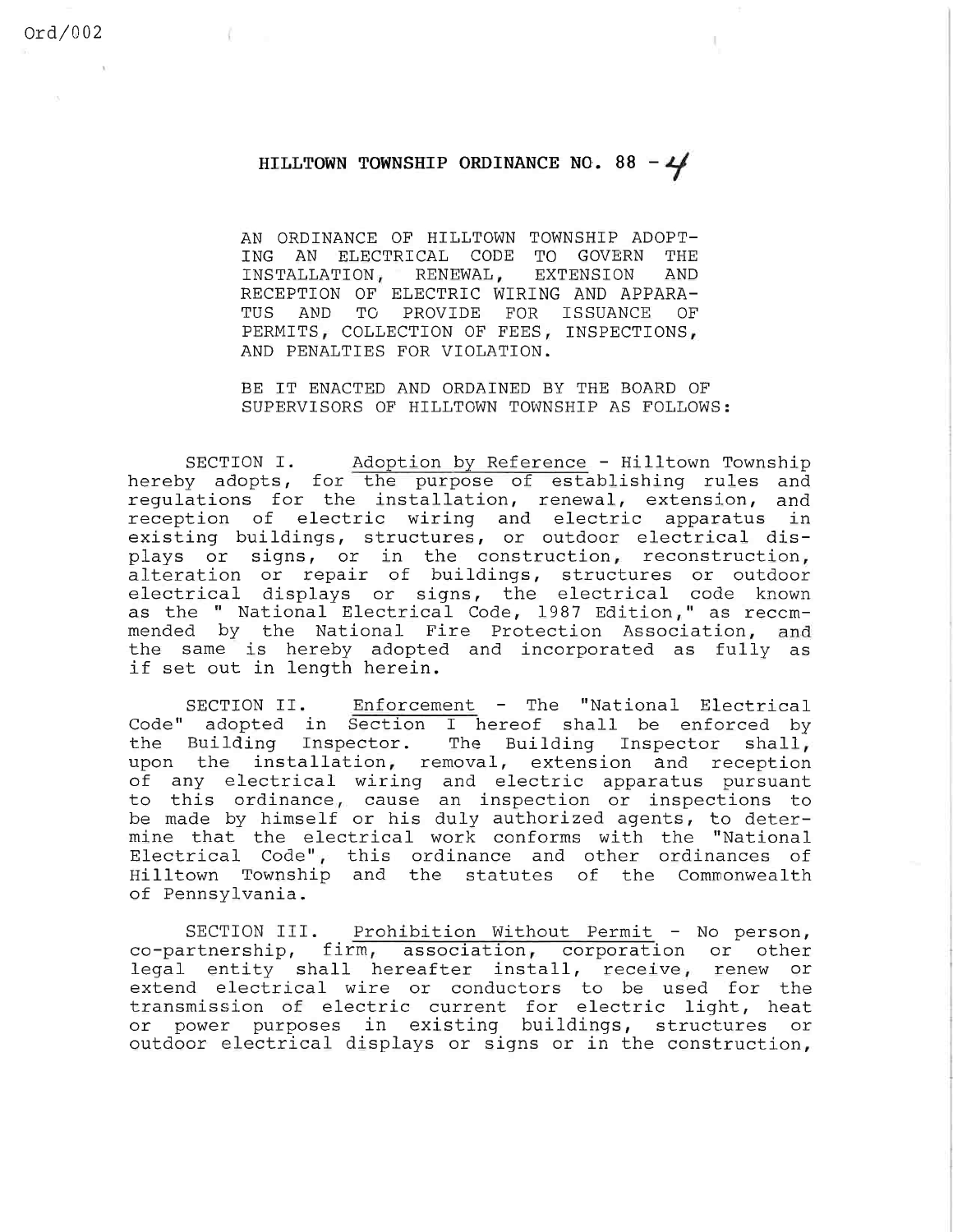Ord/002

# HILLTOWN TOWNSHIP ORDINANCE NO. 88 - 4

AN ORDINANCE OF HILLTOWN TOWNSHIP ADOPTING AN ELECTRICAL CODE TO GOVERN THE INSTALLATION, RENEWAL, EXTENSION AND RECEPTION OF ELECTRIC WIRING AND APPARATUS AND TO PROVIDE FOR ISSUANCE OF PERMITS, COLLECTION OF FEES, INSPECTIONS, AND PENALTIES FOR VIOLATION.

BE IT ENACTED AND ORDAINED BY THE BOARD OF SUPERVISORS OF HILLTOWN TOWNSHIP AS FOLLOWS:

SECTION I. Adoption by Reference - Hilltown Township hereby adopts, for the purpose of establishing rules and regulations for the installation, renewal, extension, and reception of electric wiring and electric apparatus in existing buildings, structures, or outdoor electrical displays or signs, or in the construction, reconstruction, alteration or repair of buildings, structures or outdoor electrical displays or signs, the electrical code known as the " National Electrical Code, 1987 Edition," as recommended by the National Fire Protection Association, and the same is hereby adopted and incorporated as fully as if set out in length herein.

SECTION II. Enforcement - The "National Electrical Code" adopted in Section I hereof shall be enforced by the Building Inspector. The Building Inspector shall, upon the installation, removal, extension and reception of any electrical wiring and electric apparatus pursuant to this ordinance, cause an inspection or inspections to be made by himself or his duly authorized agents, to determine that the electrical work conforms with the "National Electrical Code", this ordinance and other ordinances of Hilltown Township and the statutes of the Commonwealth of Pennsylvania.

SECTION III. Prohibition Without Permit - No person, co-partnership, firm, association, corporation or other legal entity shall hereafter install, receive, renew or extend electrical wire or conductors to be used for the transmission of electric current for electric light, heat or power purposes in existing buildings, structures or outdoor electrical displays or signs or in the construction,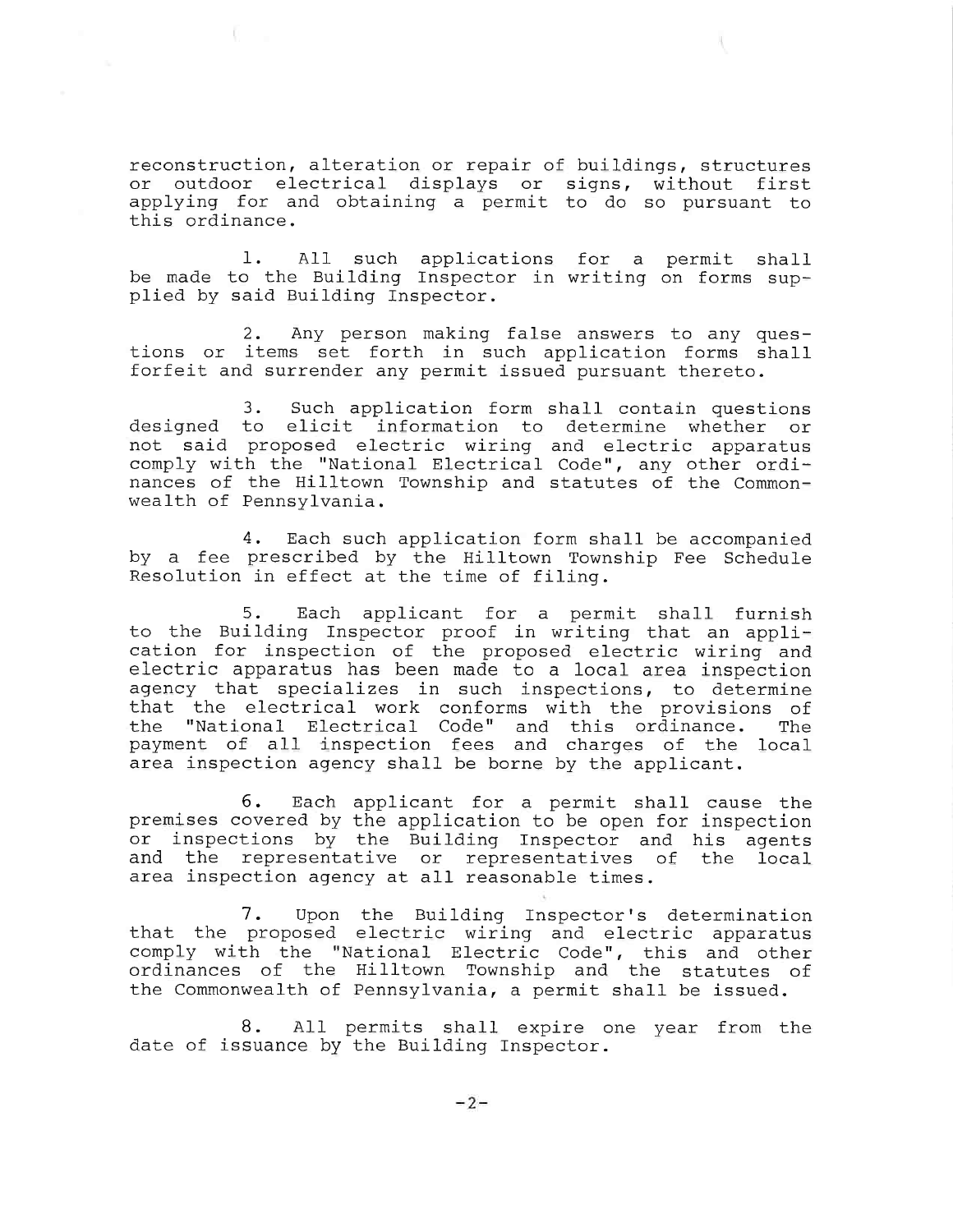reconstruction, alteration or repair of buildings, structures or outdoor electrical displays or signs, without first applying for and obtaining a permit to do so pursuant to this ordinance.

1. All such applications for a permit shall be made to the Building Inspector in writing on forms supplied by said Building Inspector.

2. Any person making false answers to any questions or items set forth in such application forms shall forfeit and surrender any permit issued pursuant thereto.

3. Such application form shall contain questions designed to elicit information to determine whether or not said proposed electric wiring and electric apparatus comply with the "National Electrical Code", any other ordinances of the Hilltown Township and statutes of the Commonwealth of Pennsylvania.

4. Each such application form shall be accompanied by a fee prescribed by the Hilltown Township Fee Schedule Resolution in effect at the time of filing.

5. Each applicant for a permit shall furnish to the Building Inspector proof in writing that an application for inspection of the proposed electric wiring and electric apparatus has been made to a local area inspection agency that specializes in such inspections, to determine that the electrical work conforms with the provisions of the "National Electrical Code" and this ordinance. The payment of all inspection fees and charges of the local area inspection agency shall be borne by the applicant.

6. Each applicant for a permit shall cause the premises covered by the application to be open for inspection or inspections by the Building Inspector and his agents and the representative or representatives of the local area inspection agency at all reasonable times.

7. Upon the Building Inspector's determination that the proposed electric wiring and electric apparatus comply with the "National Electric Code", this and other ordinances of the Hilltown Township and the statutes of the Commonwealth of Pennsylvania, a permit shall be issued.

8. All permits shall expire one year from the date of issuance by the Building Inspector.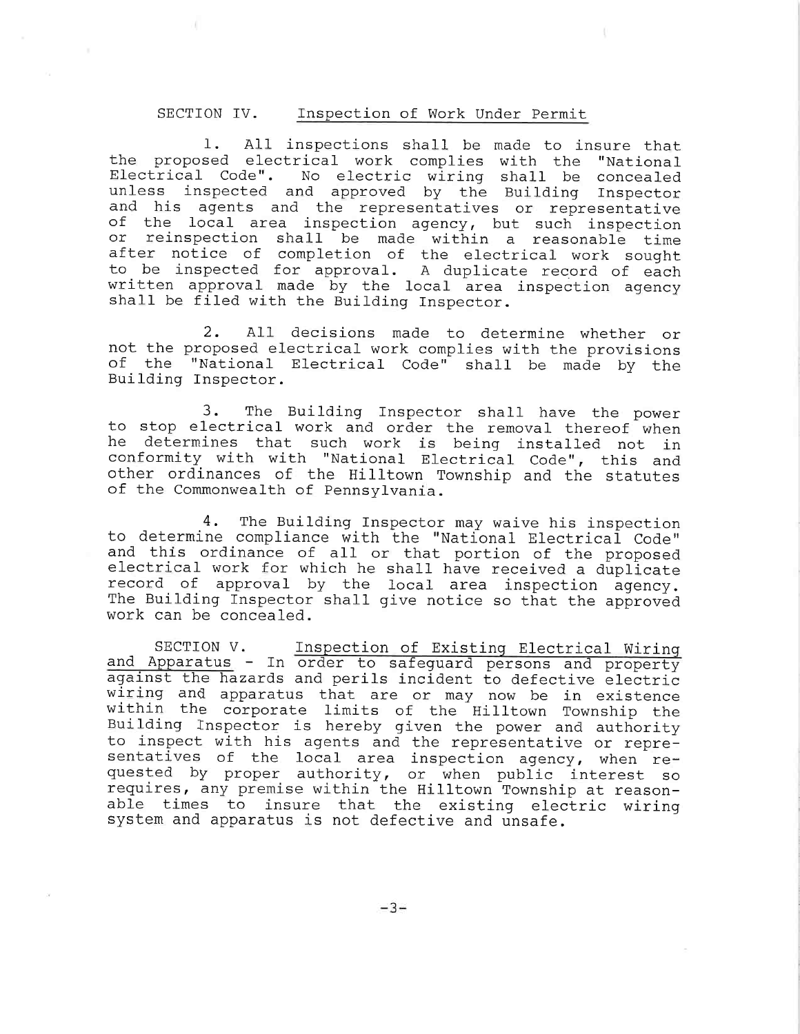SECTION IV. Inspection of Work Under Permit

1. All inspections shall be made to insure that the proposed electrical work complies with the "National Electrical Code". No electric wiring shall be concealed unless inspected and approved by the Building Inspector and his agents and the representatives or representative of the local area inspection agency, but such inspection or reinspection shall be made within a reasonable time after notice of completion of the electrical work sought to be inspected for approval. A duplicate record of each written approval made by the local area inspection agency shall be filed with the Building Inspector.

2. All decisions made to determine whether or not the proposed electrical work complies with the provisions of the "National Electrical Code" shall be made by the Building Inspector.

3. The Building Inspector shall have the power to stop electrical work and order the removal thereof when he determines that such work is being installed not in conformity with with "National Electrical Code", this and other ordinances of the Hilltown Township and the statutes of the Commonwealth of Pennsylvania.

4. The Building Inspector may waive his inspection to determine compliance with the "National Electrical Code" and this ordinance of all or that portion of the proposed electrical work for which he shall have received a duplicate record of approval by the local area inspection agency. The Building Inspector shall give notice so that the approved work can be concealed.

SECTION V. Inspection of Existing Electrical Wiring and Apparatus - In order to safeguard persons and property against the hazards and perils incident to defective electric wiring and apparatus that are or may now be in existence within the corporate limits of the Hilltown Township the Building Inspector is hereby given the power and authority to inspect with his agents and the representative or representatives of the local area inspection agency, when requested by proper authority, or when public interest so requires, any premise within the Hilltown Township at reasonable times to insure that the existing electric wiring system and apparatus is not defective and unsafe.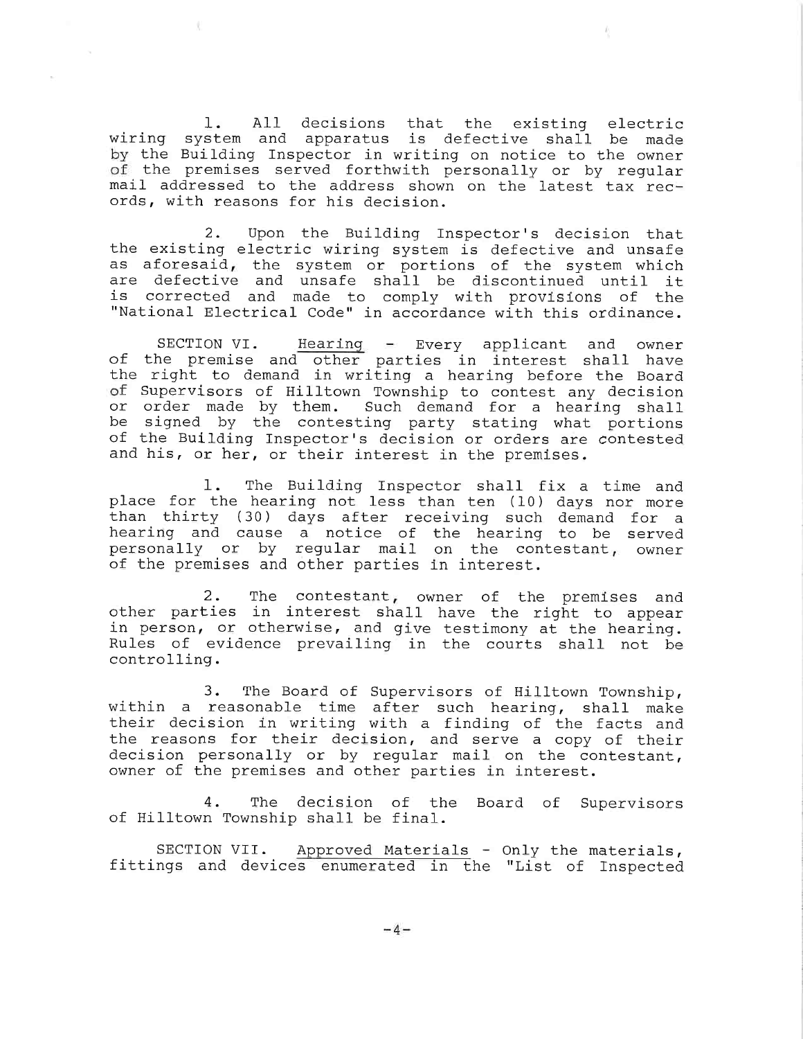1. All decisions that the existing electric wiring system and apparatus is defective shall be made by the Building Inspector in writing on notice to the owner of the premises served forthwith personally or by regular mail addressed to the address shown on the latest tax records, with reasons for his decision.

2. Upon the Building Inspector's decision that the existing electric wiring system is defective and unsafe as aforesaid, the system or portions of the system which are defective and unsafe shall be discontinued until it is corrected and made to comply with provisions of the "National Electrical Code" in accordance with this ordinance.

SECTION VI. Hearing - Every applicant and owner of the premise and other parties in interest shall have the right to demand in writing a hearing before the Board of Supervisors of Hilltown Township to contest any decision or order made by them. Such demand for a hearing shall be signed by the contesting party stating what portions of the Building Inspector's decision or orders are contested and his, or her, or their interest in the premises.

1. The Building Inspector shall fix a time and place for the hearing not less than ten (10) days nor more than thirty (30) days after receiving such demand for a hearing and cause a notice of the hearing to be served personally or by regular mail on the contestant, owner of the premises and other parties in interest.

2. The contestant, owner of the premises and other parties in interest shall have the right to appear in person, or otherwise, and give testimony at the hearing. Rules of evidence prevailing in the courts shall not be controlling.

3. The Board of Supervisors of Hilltown Township, within a reasonable time after such hearing, shall make their decision in writing with a finding of the facts and the reasons for their decision, and serve a copy of their decision personally or by regular mail on the contestant, owner of the premises and other parties in interest.

4. The decision of the Board of Supervisors of Hilltown Township shall be final.

SECTION VII. Approved Materials - Only the materials, fittings and devices enumerated in the "List of Inspected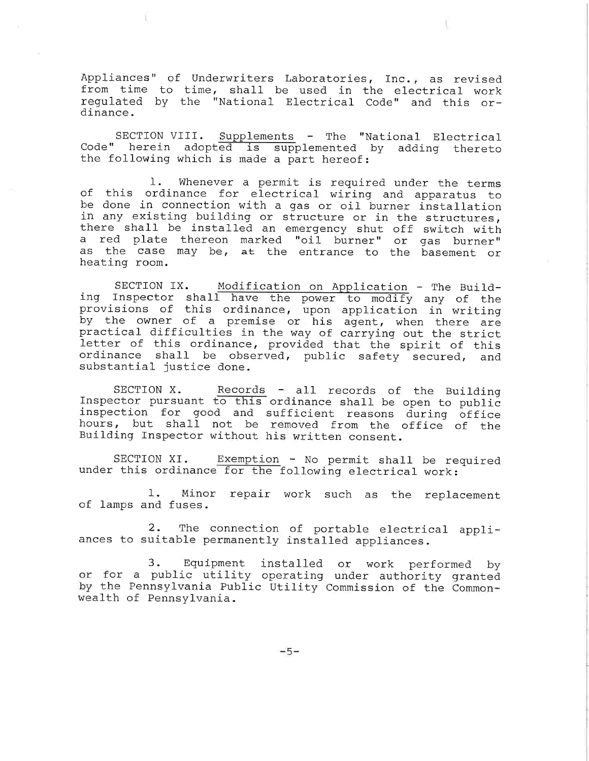Appliances" of Underwriters Laboratories, Inc., as revised from time to time, shall be used in the electrical work regulated by the "National Electrical Code" and this ordinance.

SECTION VIII. Supplements - The "National Electrical Code" herein adopted is supplemented by adding thereto the following which is made a part hereof:

1. Whenever a permit is required under the terms of this ordinance for electrical wiring and apparatus to be done in connection with a gas or oil burner installation in any existing building or structure or in the structures, there shall be installed an emergency shut off switch with a red plate thereon marked "oil burner" or gas burner" as the case may be, at the entrance to the basement or heating room.

SECTION IX. Modification on Application - The Building Inspector shall have the power to modify any of the provisions of this ordinance, upon application in writing by the owner of a premise or his agent, when there are practical difficulties in the way of carrying out the strict letter of this ordinance, provided that the spirit of this ordinance shall be observed, public safety secured, and substantial justice done.

SECTION X. Records - all records of the Building Inspector pursuant to this ordinance shall be open to public inspection for good and sufficient reasons during office hours, but shall not be removed from the office of the Building Inspector without his written consent.

SECTION XI. Exemption - No permit shall be required under this ordinance for the following electrical work:

1. Minor repair work such as the replacement of lamps and fuses.

2. The connection of portable electrical appliances to suitable permanently installed appliances.

3. Equipment installed or work performed by or for a public utility operating under authority granted by the Pennsylvania Public Utility Commission of the Commonwealth of Pennsylvania.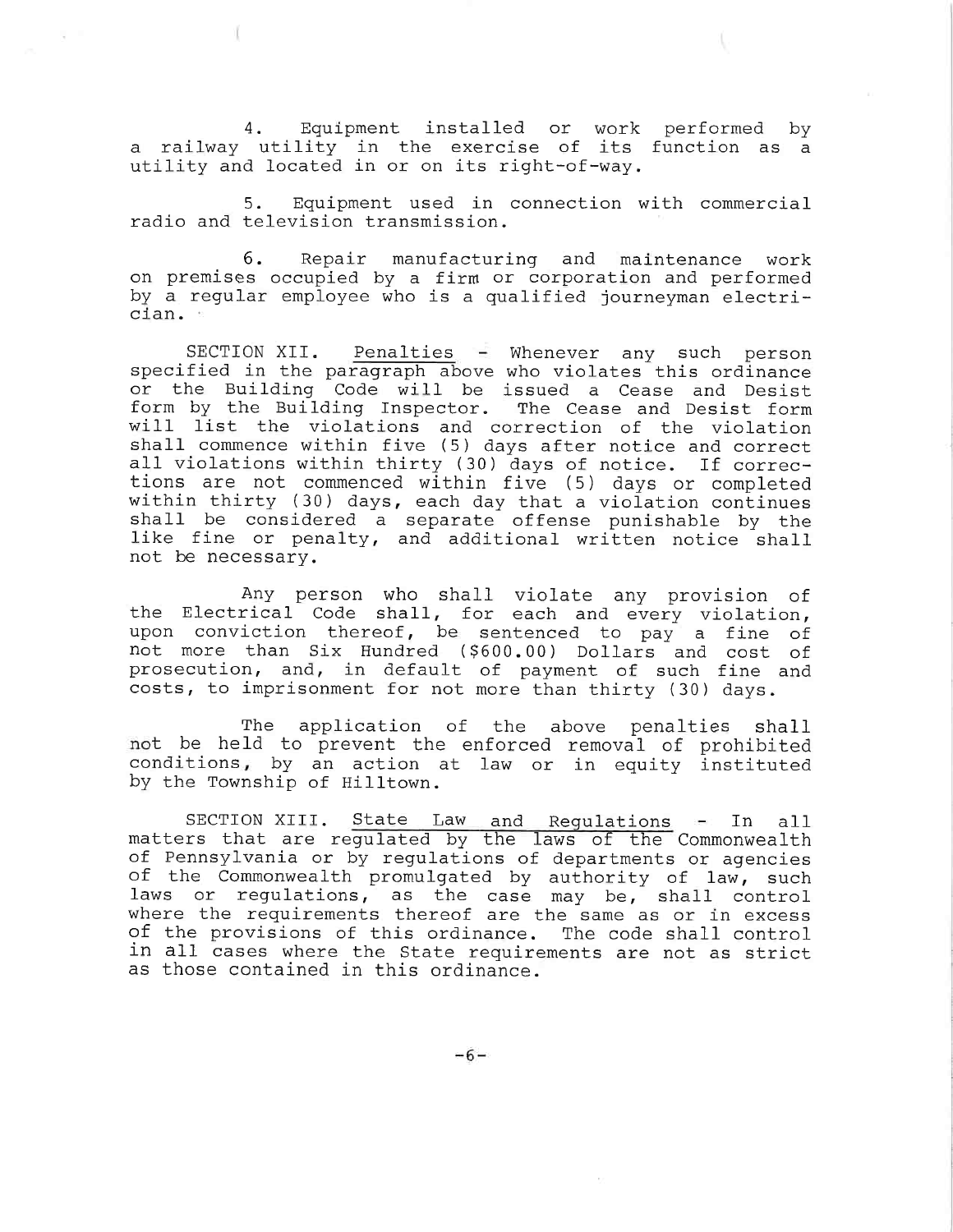4. Equipment installed or work performed by a railway utility in the exercise of its function as a utility and located in or on its right-of-way.

5. Equipment used in connection with commercial radio and television transmission.

6. Repair manufacturing and maintenance work on premises occupied by a firm or corporation and performed by a regular employee who is a qualified journeyman electrician.

SECTION XII. <u>Penalties</u> - Whenever any such person specified in the paragraph above who violates this ordinance or the Building Code will be issued a Cease and Desist form by the Building Inspector. The Cease and Desist form will list the violations and correction of the violation shall commence within five (5) days after notice and correct all violations within thirty (30) days of notice. If corrections are not commenced within five (5) days or completed within thirty (30) days, each day that a violation continues shall be considered a separate offense punishable by the like fine or penalty, and additional written notice shall not be necessary.

Any person who shall violate any provision of the Electrical Code shall, for each and every violation, upon conviction thereof, be sentenced to pay a fine of not more than Six Hundred ($600.00) Dollars and cost of prosecution, and, in default of payment of such fine and costs, to imprisonment for not more than thirty (30) days.

The application of the above penalties shall not be held to prevent the enforced removal of prohibited conditions, by an action at law or in equity instituted by the Township of Hilltown.

SECTION XIII. <u>State Law and Regulations</u> - In all matters that are regulated by the laws of the Commonwealth of Pennsylvania or by regulations of departments or agencies of the Commonwealth promulgated by authority of law, such laws or regulations, as the case may be, shall control where the requirements thereof are the same as or in excess of the provisions of this ordinance. The code shall control in all cases where the State requirements are not as strict as those contained in this ordinance.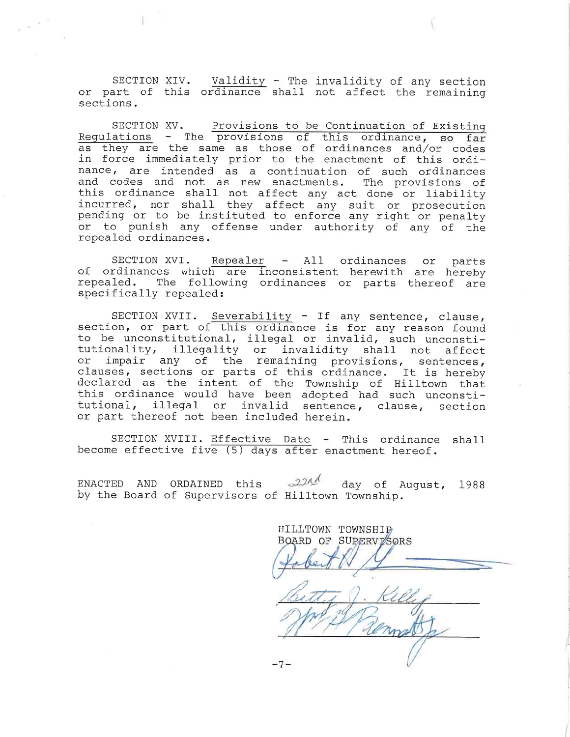SECTION XIV. <u>Validity</u> - The invalidity of any section or part of this ordinance shall not affect the remaining sections.

SECTION XV. <u>Provisions to be Continuation of Existing Regulations</u> - The provisions of this ordinance, so far as they are the same as those of ordinances and/or codes in force immediately prior to the enactment of this ordinance, are intended as a continuation of such ordinances and codes and not as new enactments. The provisions of this ordinance shall not affect any act done or liability incurred, nor shall they affect any suit or prosecution pending or to be instituted to enforce any right or penalty or to punish any offense under authority of any of the repealed ordinances.

SECTION XVI. <u>Repealer</u> - All ordinances or parts of ordinances which are inconsistent herewith are hereby repealed. The following ordinances or parts thereof are specifically repealed:

SECTION XVII. <u>Severability</u> - If any sentence, clause, section, or part of this ordinance is for any reason found to be unconstitutional, illegal or invalid, such unconstitutionality, illegality or invalidity shall not affect or impair any of the remaining provisions, sentences, clauses, sections or parts of this ordinance. It is hereby declared as the intent of the Township of Hilltown that this ordinance would have been adopted had such unconstitutional, illegal or invalid sentence, clause, section or part thereof not been included herein.

SECTION XVIII. <u>Effective Date</u> - This ordinance shall become effective five (5) days after enactment hereof.

ENACTED AND ORDAINED this 22nd day of August, 1988 by the Board of Supervisors of Hilltown Township.

HILLTOWN TOWNSHIP
BOARD OF SUPERVISORS

Robert H. L.

Betty J. Kelly

Wm. H. Bennett, Jr.